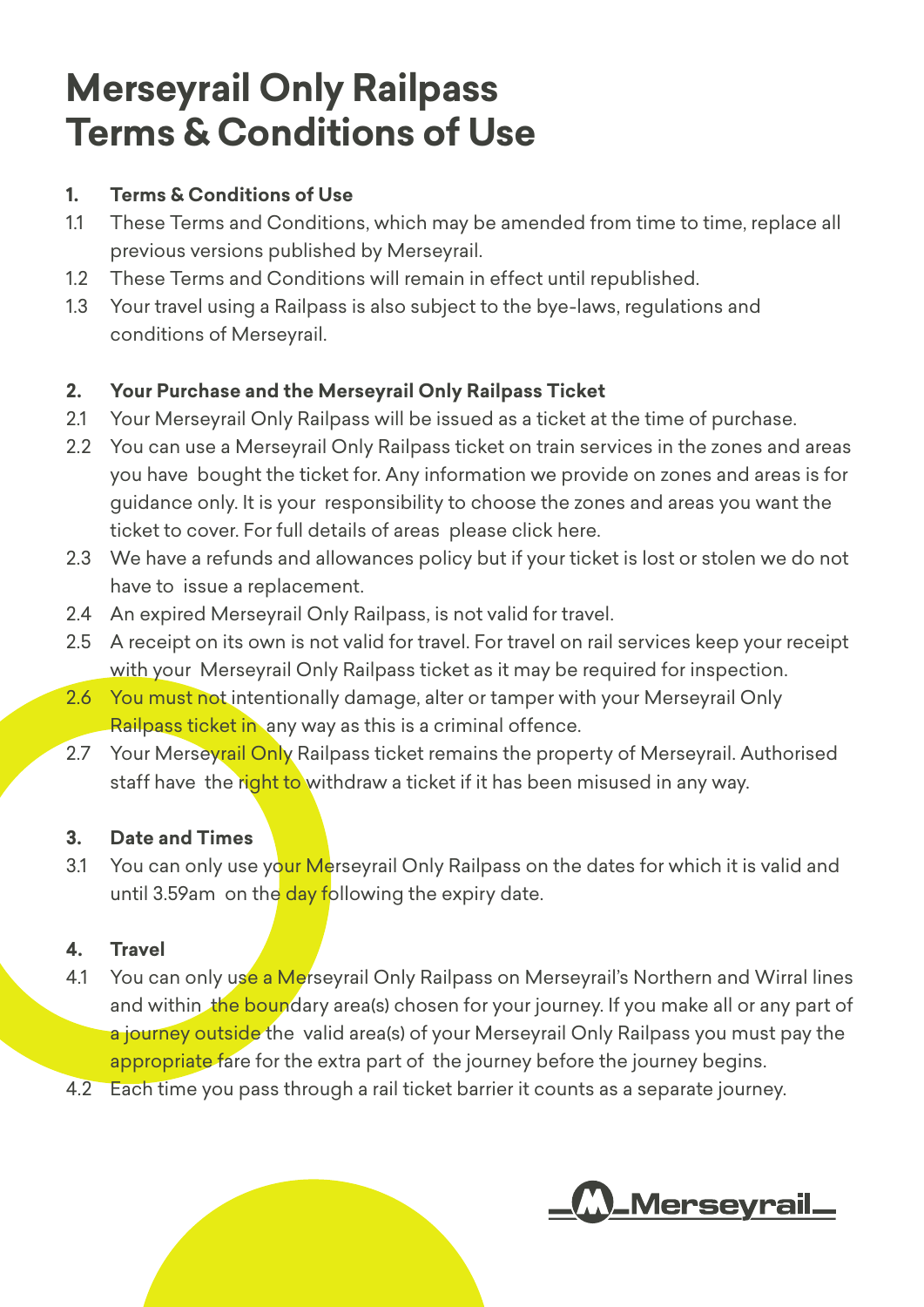# Merseyrail Only Railpass Terms & Conditions of Use

## 1. Terms & Conditions of Use

1.1 These Terms and Conditions, which may be amended from time to time, replace all previous versions published by Merseyrail.

1.2 These Terms and Conditions will remain in effect until republished.

1.3 Your travel using a Railpass is also subject to the bye-laws, regulations and conditions of Merseyrail.

## 2. Your Purchase and the Merseyrail Only Railpass Ticket

2.1 Your Merseyrail Only Railpass will be issued as a ticket at the time of purchase.

2.2 You can use a Merseyrail Only Railpass ticket on train services in the zones and areas you have bought the ticket for. Any information we provide on zones and areas is for guidance only. It is your responsibility to choose the zones and areas you want the ticket to cover. For full details of areas please click here.

2.3 We have a refunds and allowances policy but if your ticket is lost or stolen we do not have to issue a replacement.

2.4 An expired Merseyrail Only Railpass, is not valid for travel.

2.5 A receipt on its own is not valid for travel. For travel on rail services keep your receipt with your Merseyrail Only Railpass ticket as it may be required for inspection.

2.6 You must not intentionally damage, alter or tamper with your Merseyrail Only Railpass ticket in any way as this is a criminal offence.

2.7 Your Merseyrail Only Railpass ticket remains the property of Merseyrail. Authorised staff have the right to withdraw a ticket if it has been misused in any way.

## 3. Date and Times

3.1 You can only use your Merseyrail Only Railpass on the dates for which it is valid and until 3.59am on the day following the expiry date.

## 4. Travel

4.1 You can only use a Merseyrail Only Railpass on Merseyrail's Northern and Wirral lines and within the boundary area(s) chosen for your journey. If you make all or any part of a journey outside the valid area(s) of your Merseyrail Only Railpass you must pay the appropriate fare for the extra part of the journey before the journey begins.

4.2 Each time you pass through a rail ticket barrier it counts as a separate journey.

Merseyrail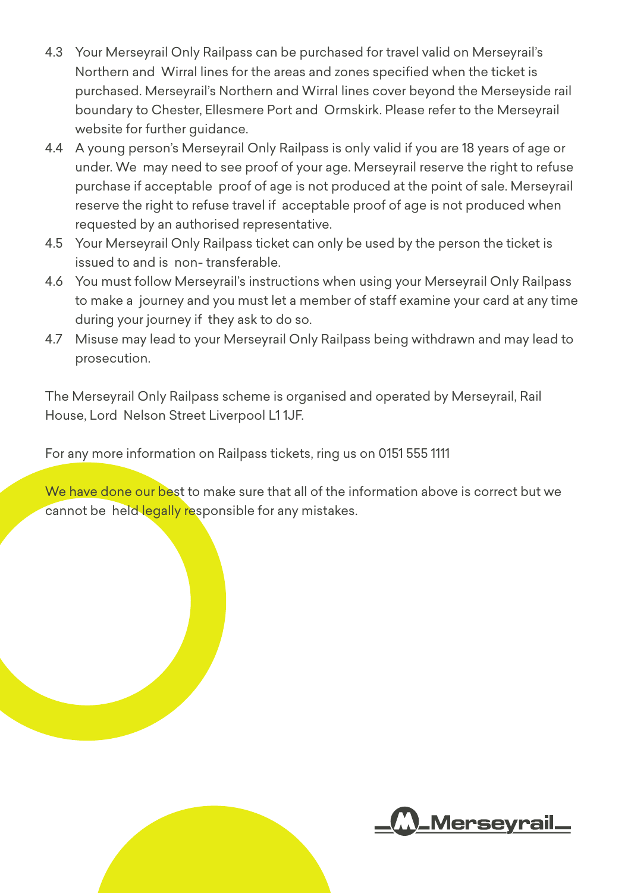4.3 Your Merseyrail Only Railpass can be purchased for travel valid on Merseyrail's Northern and Wirral lines for the areas and zones specified when the ticket is purchased. Merseyrail's Northern and Wirral lines cover beyond the Merseyside rail boundary to Chester, Ellesmere Port and Ormskirk. Please refer to the Merseyrail website for further guidance.

4.4 A young person's Merseyrail Only Railpass is only valid if you are 18 years of age or under. We may need to see proof of your age. Merseyrail reserve the right to refuse purchase if acceptable proof of age is not produced at the point of sale. Merseyrail reserve the right to refuse travel if acceptable proof of age is not produced when requested by an authorised representative.

4.5 Your Merseyrail Only Railpass ticket can only be used by the person the ticket is issued to and is non- transferable.

4.6 You must follow Merseyrail's instructions when using your Merseyrail Only Railpass to make a journey and you must let a member of staff examine your card at any time during your journey if they ask to do so.

4.7 Misuse may lead to your Merseyrail Only Railpass being withdrawn and may lead to prosecution.

The Merseyrail Only Railpass scheme is organised and operated by Merseyrail, Rail House, Lord Nelson Street Liverpool L1 1JF.

For any more information on Railpass tickets, ring us on 0151 555 1111

We have done our best to make sure that all of the information above is correct but we cannot be held legally responsible for any mistakes.

Merseyrail